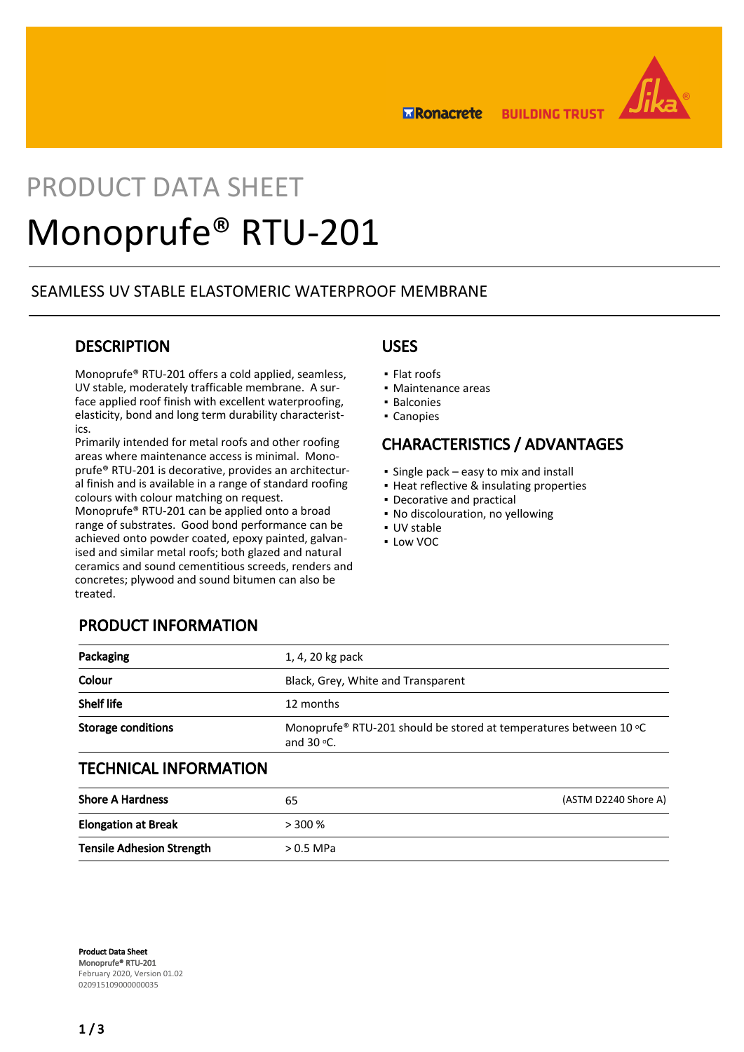# PRODUCT DATA SHEET

# Monoprufe® RTU-201

SEAMLESS UV STABLE ELASTOMERIC WATERPROOF MEMBRANE

## DESCRIPTION

Monoprufe® RTU-201 offers a cold applied, seamless, UV stable, moderately trafficable membrane. A surface applied roof finish with excellent waterproofing, elasticity, bond and long term durability characteristics.
Primarily intended for metal roofs and other roofing areas where maintenance access is minimal. Monoprufe® RTU-201 is decorative, provides an architectural finish and is available in a range of standard roofing colours with colour matching on request.
Monoprufe® RTU-201 can be applied onto a broad range of substrates. Good bond performance can be achieved onto powder coated, epoxy painted, galvanised and similar metal roofs; both glazed and natural ceramics and sound cementitious screeds, renders and concretes; plywood and sound bitumen can also be treated.

## USES

- Flat roofs
- Maintenance areas
- Balconies
- Canopies

## CHARACTERISTICS / ADVANTAGES

- Single pack – easy to mix and install
- Heat reflective & insulating properties
- Decorative and practical
- No discolouration, no yellowing
- UV stable
- Low VOC

## PRODUCT INFORMATION

| | |
|---|---|
| **Packaging** | 1, 4, 20 kg pack |
| **Colour** | Black, Grey, White and Transparent |
| **Shelf life** | 12 months |
| **Storage conditions** | Monoprufe® RTU-201 should be stored at temperatures between 10 °C and 30 °C. |

## TECHNICAL INFORMATION

| | | |
|---|---|---|
| **Shore A Hardness** | 65 | (ASTM D2240 Shore A) |
| **Elongation at Break** | > 300 % | |
| **Tensile Adhesion Strength** | > 0.5 MPa | |

**Product Data Sheet**
**Monoprufe® RTU-201**
February 2020, Version 01.02
020915109000000035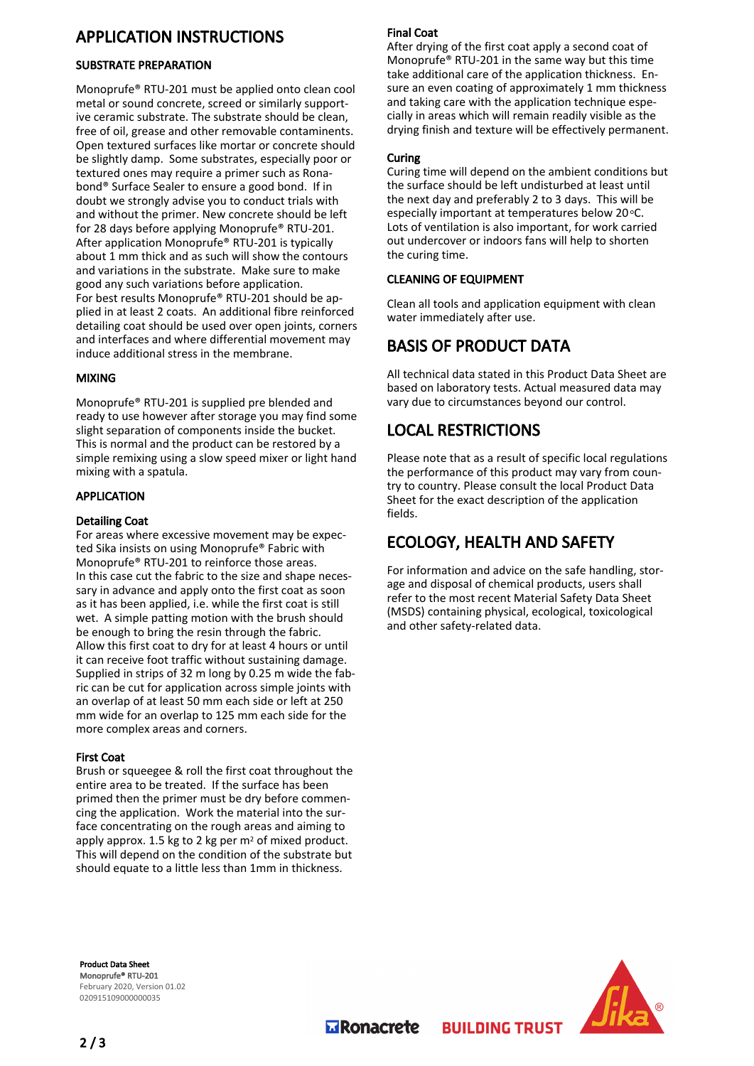# APPLICATION INSTRUCTIONS

## SUBSTRATE PREPARATION

Monoprufe® RTU-201 must be applied onto clean cool metal or sound concrete, screed or similarly supportive ceramic substrate. The substrate should be clean, free of oil, grease and other removable contaminents. Open textured surfaces like mortar or concrete should be slightly damp. Some substrates, especially poor or textured ones may require a primer such as Ronabond® Surface Sealer to ensure a good bond. If in doubt we strongly advise you to conduct trials with and without the primer. New concrete should be left for 28 days before applying Monoprufe® RTU-201. After application Monoprufe® RTU-201 is typically about 1 mm thick and as such will show the contours and variations in the substrate. Make sure to make good any such variations before application.
For best results Monoprufe® RTU-201 should be applied in at least 2 coats. An additional fibre reinforced detailing coat should be used over open joints, corners and interfaces and where differential movement may induce additional stress in the membrane.

## MIXING

Monoprufe® RTU-201 is supplied pre blended and ready to use however after storage you may find some slight separation of components inside the bucket. This is normal and the product can be restored by a simple remixing using a slow speed mixer or light hand mixing with a spatula.

## APPLICATION

### Detailing Coat

For areas where excessive movement may be expected Sika insists on using Monoprufe® Fabric with Monoprufe® RTU-201 to reinforce those areas.
In this case cut the fabric to the size and shape necessary in advance and apply onto the first coat as soon as it has been applied, i.e. while the first coat is still wet. A simple patting motion with the brush should be enough to bring the resin through the fabric. Allow this first coat to dry for at least 4 hours or until it can receive foot traffic without sustaining damage. Supplied in strips of 32 m long by 0.25 m wide the fabric can be cut for application across simple joints with an overlap of at least 50 mm each side or left at 250 mm wide for an overlap to 125 mm each side for the more complex areas and corners.

### First Coat

Brush or squeegee & roll the first coat throughout the entire area to be treated. If the surface has been primed then the primer must be dry before commencing the application. Work the material into the surface concentrating on the rough areas and aiming to apply approx. 1.5 kg to 2 kg per $m^2$ of mixed product. This will depend on the condition of the substrate but should equate to a little less than 1mm in thickness.

### Final Coat

After drying of the first coat apply a second coat of Monoprufe® RTU-201 in the same way but this time take additional care of the application thickness. Ensure an even coating of approximately 1 mm thickness and taking care with the application technique especially in areas which will remain readily visible as the drying finish and texture will be effectively permanent.

### Curing

Curing time will depend on the ambient conditions but the surface should be left undisturbed at least until the next day and preferably 2 to 3 days. This will be especially important at temperatures below 20 °C. Lots of ventilation is also important, for work carried out undercover or indoors fans will help to shorten the curing time.

## CLEANING OF EQUIPMENT

Clean all tools and application equipment with clean water immediately after use.

# BASIS OF PRODUCT DATA

All technical data stated in this Product Data Sheet are based on laboratory tests. Actual measured data may vary due to circumstances beyond our control.

# LOCAL RESTRICTIONS

Please note that as a result of specific local regulations the performance of this product may vary from country to country. Please consult the local Product Data Sheet for the exact description of the application fields.

# ECOLOGY, HEALTH AND SAFETY

For information and advice on the safe handling, storage and disposal of chemical products, users shall refer to the most recent Material Safety Data Sheet (MSDS) containing physical, ecological, toxicological and other safety-related data.

**Product Data Sheet**
**Monoprufe® RTU-201**
February 2020, Version 01.02
020915109000000035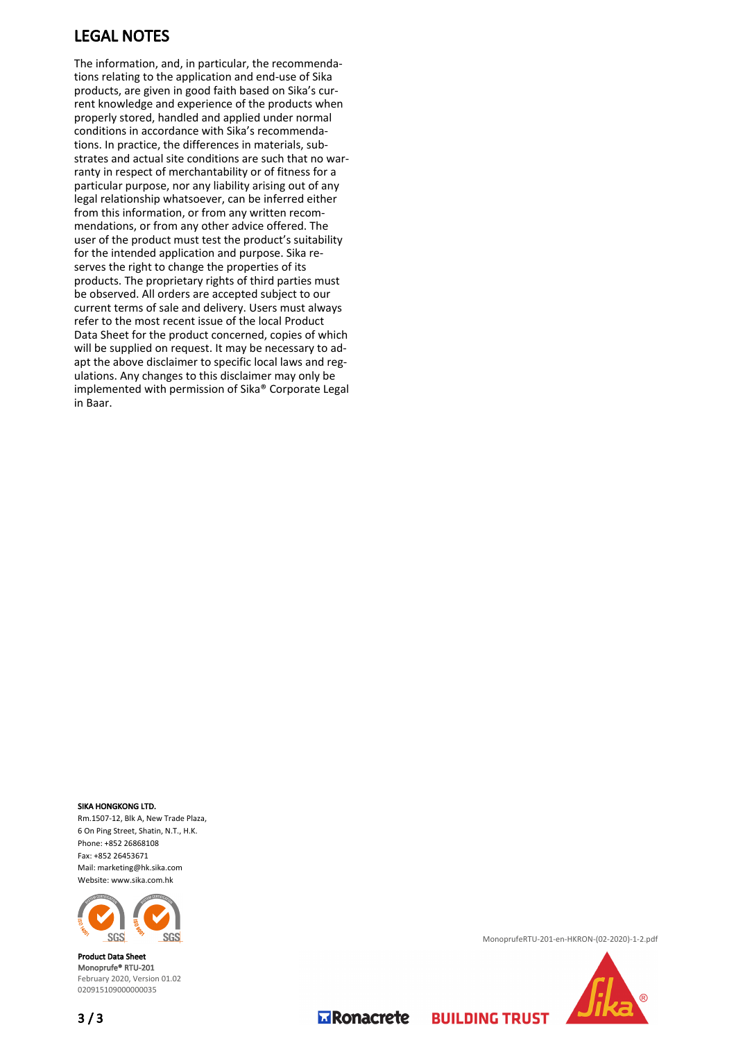## LEGAL NOTES

The information, and, in particular, the recommendations relating to the application and end-use of Sika products, are given in good faith based on Sika's current knowledge and experience of the products when properly stored, handled and applied under normal conditions in accordance with Sika's recommendations. In practice, the differences in materials, substrates and actual site conditions are such that no warranty in respect of merchantability or of fitness for a particular purpose, nor any liability arising out of any legal relationship whatsoever, can be inferred either from this information, or from any written recommendations, or from any other advice offered. The user of the product must test the product's suitability for the intended application and purpose. Sika reserves the right to change the properties of its products. The proprietary rights of third parties must be observed. All orders are accepted subject to our current terms of sale and delivery. Users must always refer to the most recent issue of the local Product Data Sheet for the product concerned, copies of which will be supplied on request. It may be necessary to adapt the above disclaimer to specific local laws and regulations. Any changes to this disclaimer may only be implemented with permission of Sika® Corporate Legal in Baar.

**SIKA HONGKONG LTD.**
Rm.1507-12, Blk A, New Trade Plaza,
6 On Ping Street, Shatin, N.T., H.K.
Phone: +852 26868108
Fax: +852 26453671
Mail: marketing@hk.sika.com
Website: www.sika.com.hk

**Product Data Sheet**
Monoprufe® RTU-201
February 2020, Version 01.02
020915109000000035

MonoprufeRTU-201-en-HKRON-(02-2020)-1-2.pdf

Ronacrete BUILDING TRUST